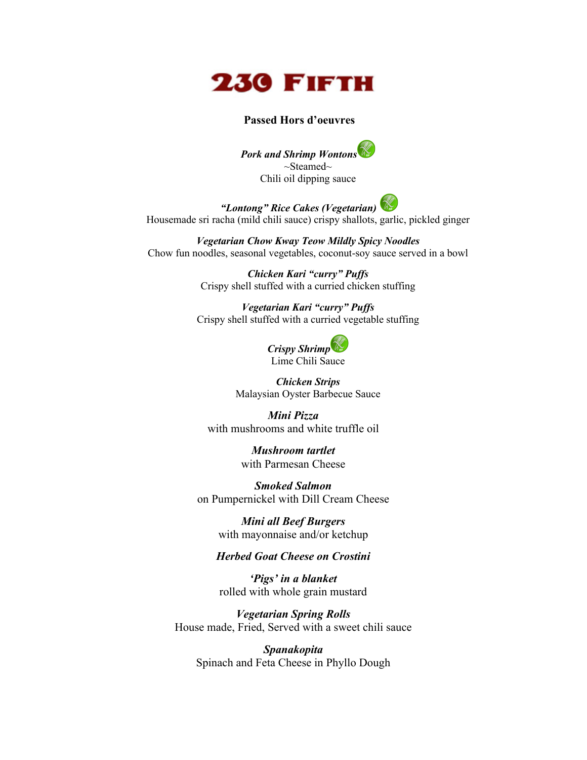# 230 FIFTH

## Passed Hors d'oeuvres

***Pork and Shrimp Wontons***
~Steamed~
Chili oil dipping sauce

***"Lontong" Rice Cakes (Vegetarian)***
Housemade sri racha (mild chili sauce) crispy shallots, garlic, pickled ginger

***Vegetarian Chow Kway Teow Mildly Spicy Noodles***
Chow fun noodles, seasonal vegetables, coconut-soy sauce served in a bowl

***Chicken Kari "curry" Puffs***
Crispy shell stuffed with a curried chicken stuffing

***Vegetarian Kari "curry" Puffs***
Crispy shell stuffed with a curried vegetable stuffing

***Crispy Shrimp***
Lime Chili Sauce

***Chicken Strips***
Malaysian Oyster Barbecue Sauce

***Mini Pizza***
with mushrooms and white truffle oil

***Mushroom tartlet***
with Parmesan Cheese

***Smoked Salmon***
on Pumpernickel with Dill Cream Cheese

***Mini all Beef Burgers***
with mayonnaise and/or ketchup

***Herbed Goat Cheese on Crostini***

***'Pigs' in a blanket***
rolled with whole grain mustard

***Vegetarian Spring Rolls***
House made, Fried, Served with a sweet chili sauce

***Spanakopita***
Spinach and Feta Cheese in Phyllo Dough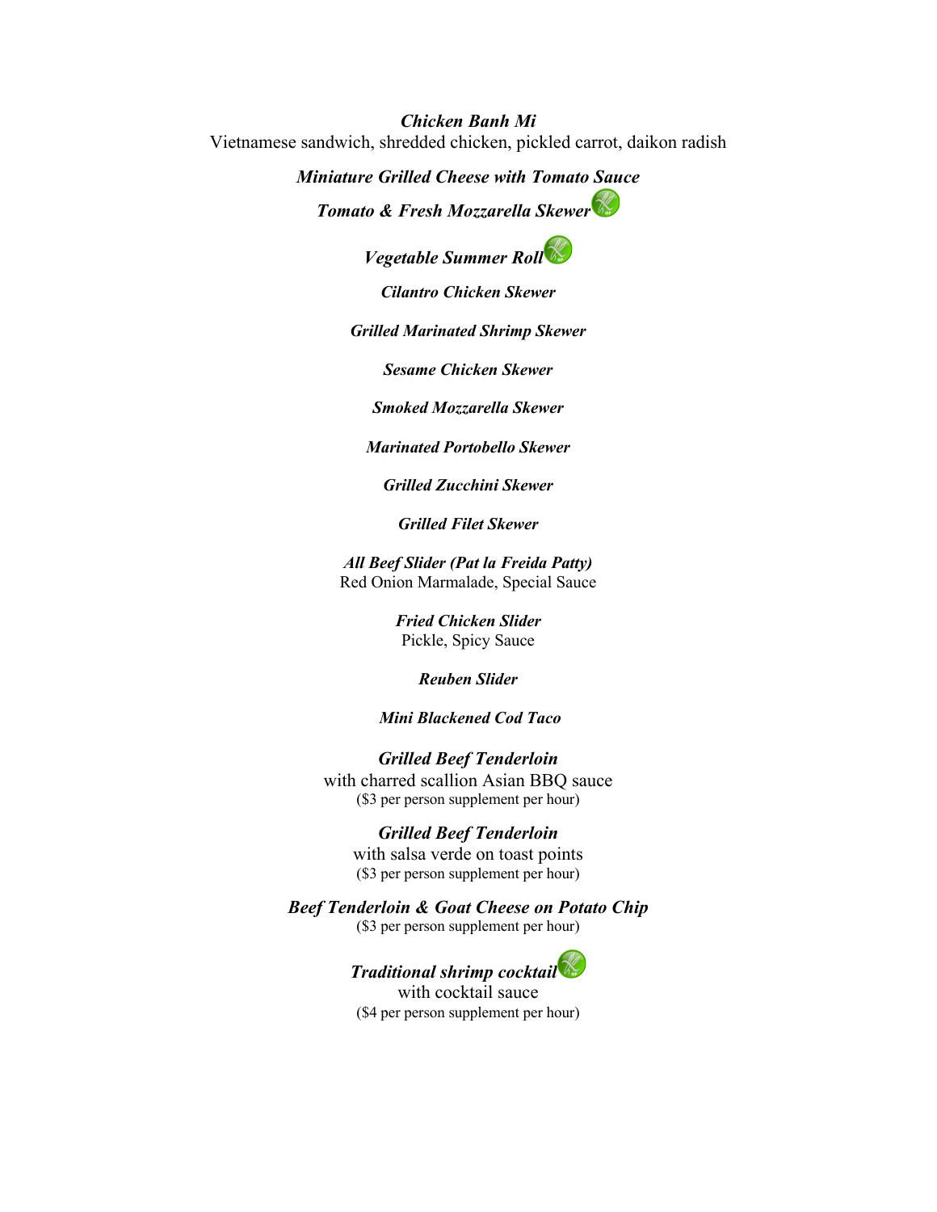***Chicken Banh Mi***
Vietnamese sandwich, shredded chicken, pickled carrot, daikon radish

***Miniature Grilled Cheese with Tomato Sauce***

***Tomato & Fresh Mozzarella Skewer***

***Vegetable Summer Roll***

***Cilantro Chicken Skewer***

***Grilled Marinated Shrimp Skewer***

***Sesame Chicken Skewer***

***Smoked Mozzarella Skewer***

***Marinated Portobello Skewer***

***Grilled Zucchini Skewer***

***Grilled Filet Skewer***

***All Beef Slider (Pat la Freida Patty)***
Red Onion Marmalade, Special Sauce

***Fried Chicken Slider***
Pickle, Spicy Sauce

***Reuben Slider***

***Mini Blackened Cod Taco***

***Grilled Beef Tenderloin***
with charred scallion Asian BBQ sauce
($3 per person supplement per hour)

***Grilled Beef Tenderloin***
with salsa verde on toast points
($3 per person supplement per hour)

***Beef Tenderloin & Goat Cheese on Potato Chip***
($3 per person supplement per hour)

***Traditional shrimp cocktail***
with cocktail sauce
($4 per person supplement per hour)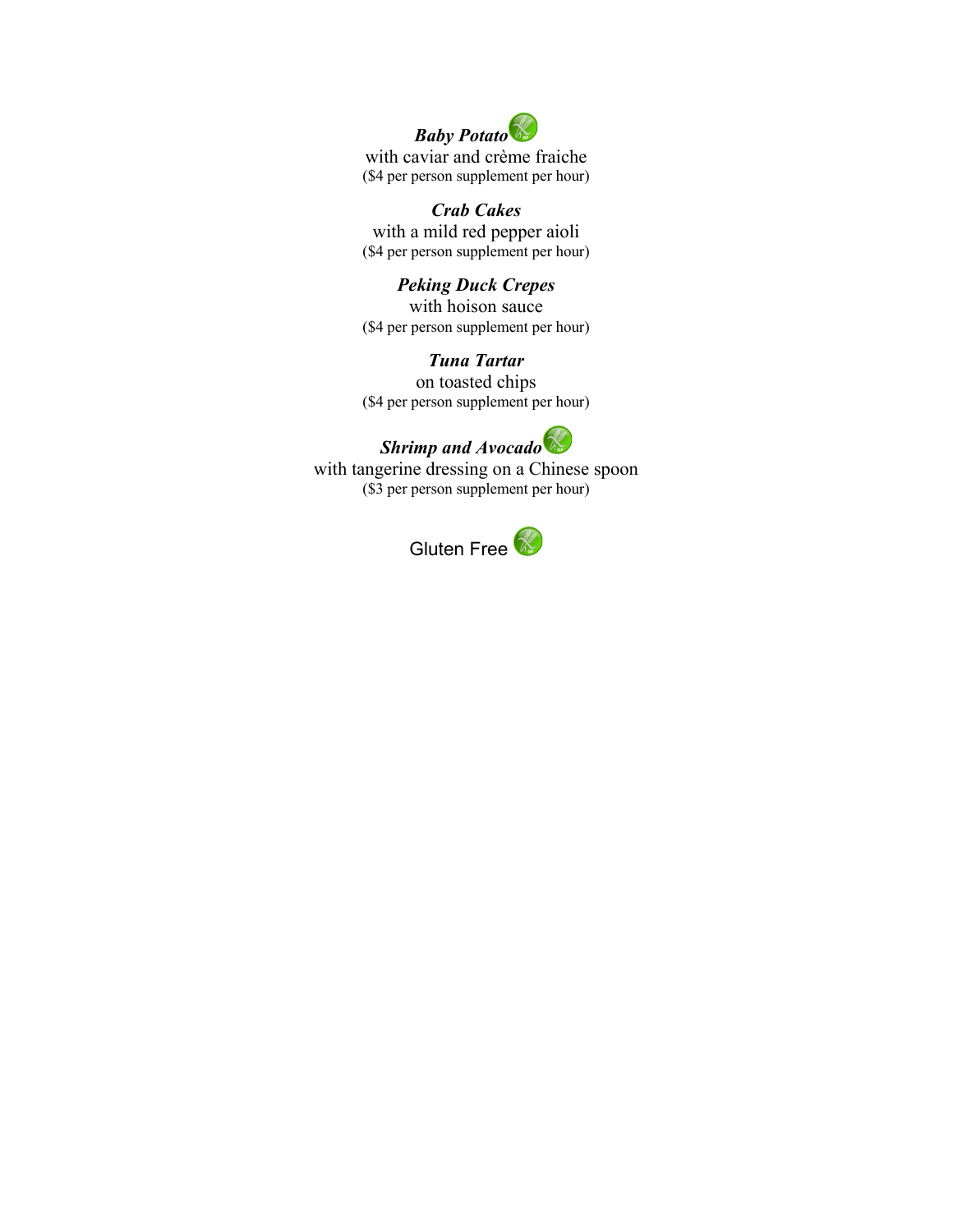***Baby Potato***
with caviar and crème fraiche
($4 per person supplement per hour)

***Crab Cakes***
with a mild red pepper aioli
($4 per person supplement per hour)

***Peking Duck Crepes***
with hoison sauce
($4 per person supplement per hour)

***Tuna Tartar***
on toasted chips
($4 per person supplement per hour)

***Shrimp and Avocado***
with tangerine dressing on a Chinese spoon
($3 per person supplement per hour)

Gluten Free